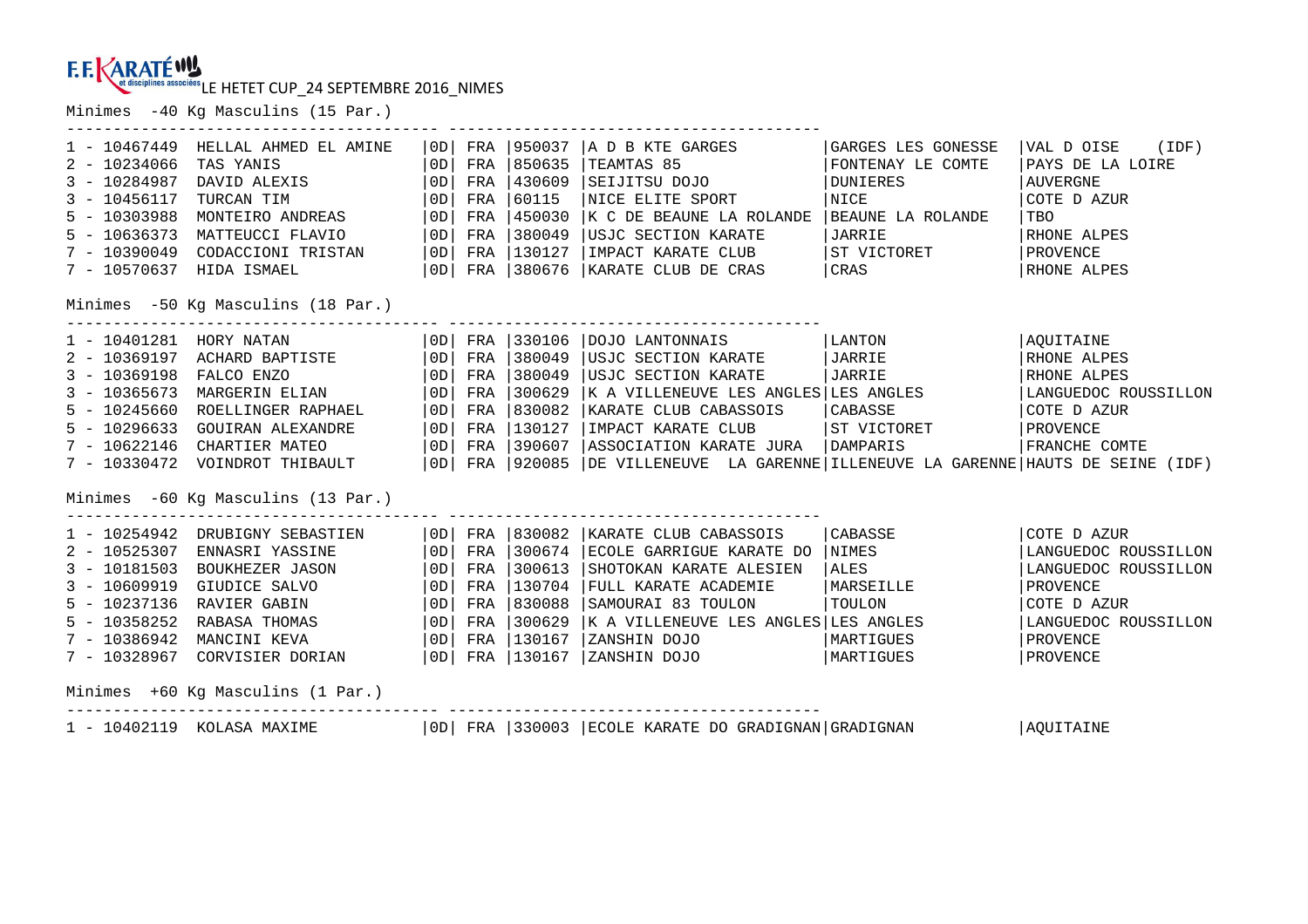F.F. KARATÉ et disciplines associées LE HETET CUP_24 SEPTEMBRE 2016_NIMES

## Minimes -40 Kg Masculins (15 Par.)

| Rang | Licence | Nom | Grade | Nat. | Club N° | Club | Ville | Ligue |
|---|---|---|---|---|---|---|---|---|
| 1 | 10467449 | HELLAL AHMED EL AMINE | 0D | FRA | 950037 | A D B KTE GARGES | GARGES LES GONESSE | VAL D OISE (IDF) |
| 2 | 10234066 | TAS YANIS | 0D | FRA | 850635 | TEAMTAS 85 | FONTENAY LE COMTE | PAYS DE LA LOIRE |
| 3 | 10284987 | DAVID ALEXIS | 0D | FRA | 430609 | SEIJITSU DOJO | DUNIERES | AUVERGNE |
| 3 | 10456117 | TURCAN TIM | 0D | FRA | 60115 | NICE ELITE SPORT | NICE | COTE D AZUR |
| 5 | 10303988 | MONTEIRO ANDREAS | 0D | FRA | 450030 | K C DE BEAUNE LA ROLANDE | BEAUNE LA ROLANDE | TBO |
| 5 | 10636373 | MATTEUCCI FLAVIO | 0D | FRA | 380049 | USJC SECTION KARATE | JARRIE | RHONE ALPES |
| 7 | 10390049 | CODACCIONI TRISTAN | 0D | FRA | 130127 | IMPACT KARATE CLUB | ST VICTORET | PROVENCE |
| 7 | 10570637 | HIDA ISMAEL | 0D | FRA | 380676 | KARATE CLUB DE CRAS | CRAS | RHONE ALPES |

## Minimes -50 Kg Masculins (18 Par.)

| Rang | Licence | Nom | Grade | Nat. | Club N° | Club | Ville | Ligue |
|---|---|---|---|---|---|---|---|---|
| 1 | 10401281 | HORY NATAN | 0D | FRA | 330106 | DOJO LANTONNAIS | LANTON | AQUITAINE |
| 2 | 10369197 | ACHARD BAPTISTE | 0D | FRA | 380049 | USJC SECTION KARATE | JARRIE | RHONE ALPES |
| 3 | 10369198 | FALCO ENZO | 0D | FRA | 380049 | USJC SECTION KARATE | JARRIE | RHONE ALPES |
| 3 | 10365673 | MARGERIN ELIAN | 0D | FRA | 300629 | K A VILLENEUVE LES ANGLES | LES ANGLES | LANGUEDOC ROUSSILLON |
| 5 | 10245660 | ROELLINGER RAPHAEL | 0D | FRA | 830082 | KARATE CLUB CABASSOIS | CABASSE | COTE D AZUR |
| 5 | 10296633 | GOUIRAN ALEXANDRE | 0D | FRA | 130127 | IMPACT KARATE CLUB | ST VICTORET | PROVENCE |
| 7 | 10622146 | CHARTIER MATEO | 0D | FRA | 390607 | ASSOCIATION KARATE JURA | DAMPARIS | FRANCHE COMTE |
| 7 | 10330472 | VOINDROT THIBAULT | 0D | FRA | 920085 | DE VILLENEUVE LA GARENNE | ILLENEUVE LA GARENNE | HAUTS DE SEINE (IDF) |

## Minimes -60 Kg Masculins (13 Par.)

| Rang | Licence | Nom | Grade | Nat. | Club N° | Club | Ville | Ligue |
|---|---|---|---|---|---|---|---|---|
| 1 | 10254942 | DRUBIGNY SEBASTIEN | 0D | FRA | 830082 | KARATE CLUB CABASSOIS | CABASSE | COTE D AZUR |
| 2 | 10525307 | ENNASRI YASSINE | 0D | FRA | 300674 | ECOLE GARRIGUE KARATE DO | NIMES | LANGUEDOC ROUSSILLON |
| 3 | 10181503 | BOUKHEZER JASON | 0D | FRA | 300613 | SHOTOKAN KARATE ALESIEN | ALES | LANGUEDOC ROUSSILLON |
| 3 | 10609919 | GIUDICE SALVO | 0D | FRA | 130704 | FULL KARATE ACADEMIE | MARSEILLE | PROVENCE |
| 5 | 10237136 | RAVIER GABIN | 0D | FRA | 830088 | SAMOURAI 83 TOULON | TOULON | COTE D AZUR |
| 5 | 10358252 | RABASA THOMAS | 0D | FRA | 300629 | K A VILLENEUVE LES ANGLES | LES ANGLES | LANGUEDOC ROUSSILLON |
| 7 | 10386942 | MANCINI KEVA | 0D | FRA | 130167 | ZANSHIN DOJO | MARTIGUES | PROVENCE |
| 7 | 10328967 | CORVISIER DORIAN | 0D | FRA | 130167 | ZANSHIN DOJO | MARTIGUES | PROVENCE |

## Minimes +60 Kg Masculins (1 Par.)

| Rang | Licence | Nom | Grade | Nat. | Club N° | Club | Ville | Ligue |
|---|---|---|---|---|---|---|---|---|
| 1 | 10402119 | KOLASA MAXIME | 0D | FRA | 330003 | ECOLE KARATE DO GRADIGNAN | GRADIGNAN | AQUITAINE |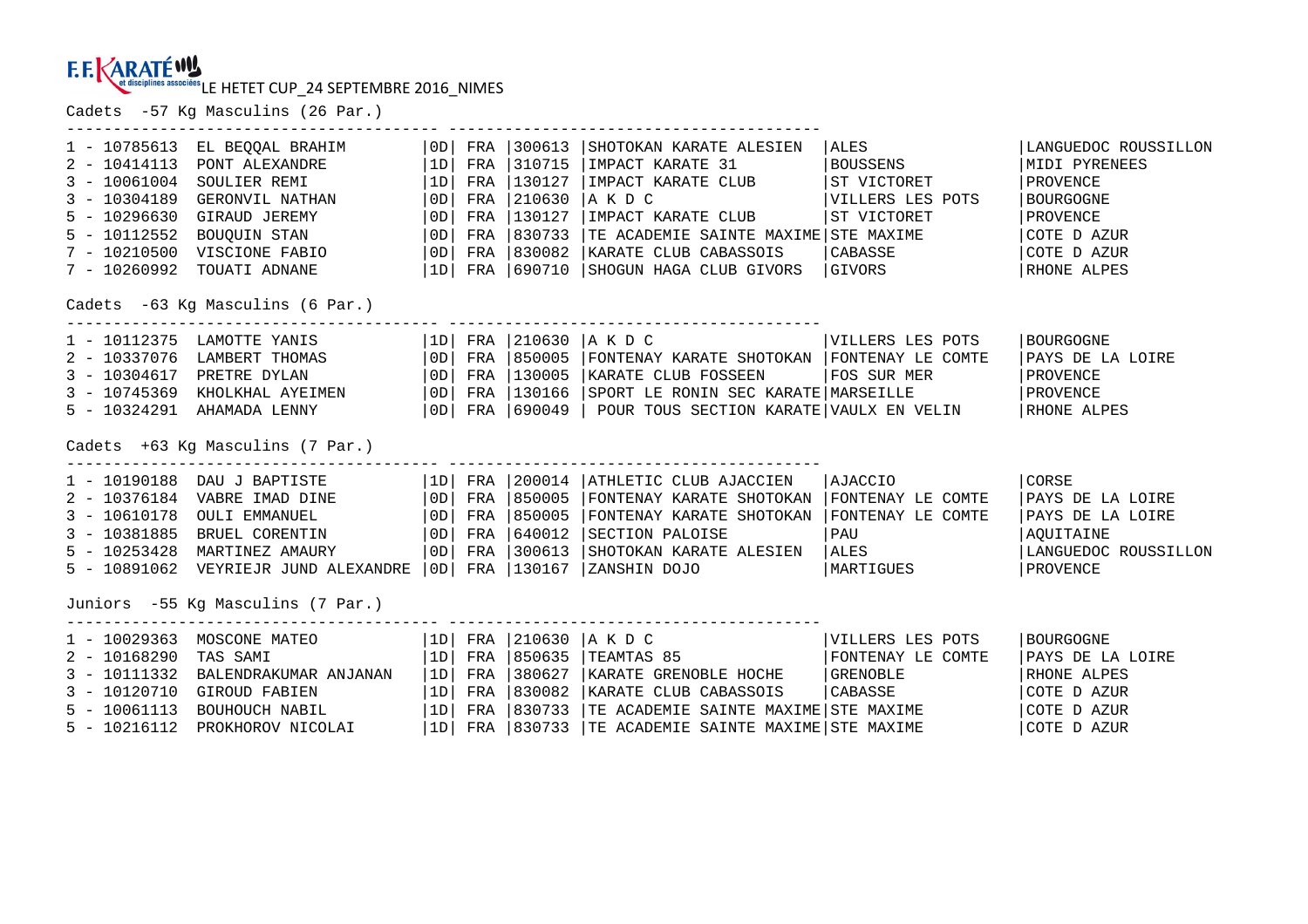F.F. KARATÉ et disciplines associées LE HETET CUP_24 SEPTEMBRE 2016_NIMES

## Cadets -57 Kg Masculins (26 Par.)

| Rang | Licence | Nom | Grade | Nat. | Code | Club | Ville | Ligue |
|---|---|---|---|---|---|---|---|---|
| 1 | 10785613 | EL BEQQAL BRAHIM | 0D | FRA | 300613 | SHOTOKAN KARATE ALESIEN | ALES | LANGUEDOC ROUSSILLON |
| 2 | 10414113 | PONT ALEXANDRE | 1D | FRA | 310715 | IMPACT KARATE 31 | BOUSSENS | MIDI PYRENEES |
| 3 | 10061004 | SOULIER REMI | 1D | FRA | 130127 | IMPACT KARATE CLUB | ST VICTORET | PROVENCE |
| 3 | 10304189 | GERONVIL NATHAN | 0D | FRA | 210630 | A K D C | VILLERS LES POTS | BOURGOGNE |
| 5 | 10296630 | GIRAUD JEREMY | 0D | FRA | 130127 | IMPACT KARATE CLUB | ST VICTORET | PROVENCE |
| 5 | 10112552 | BOUQUIN STAN | 0D | FRA | 830733 | TE ACADEMIE SAINTE MAXIME | STE MAXIME | COTE D AZUR |
| 7 | 10210500 | VISCIONE FABIO | 0D | FRA | 830082 | KARATE CLUB CABASSOIS | CABASSE | COTE D AZUR |
| 7 | 10260992 | TOUATI ADNANE | 1D | FRA | 690710 | SHOGUN HAGA CLUB GIVORS | GIVORS | RHONE ALPES |

## Cadets -63 Kg Masculins (6 Par.)

| Rang | Licence | Nom | Grade | Nat. | Code | Club | Ville | Ligue |
|---|---|---|---|---|---|---|---|---|
| 1 | 10112375 | LAMOTTE YANIS | 1D | FRA | 210630 | A K D C | VILLERS LES POTS | BOURGOGNE |
| 2 | 10337076 | LAMBERT THOMAS | 0D | FRA | 850005 | FONTENAY KARATE SHOTOKAN | FONTENAY LE COMTE | PAYS DE LA LOIRE |
| 3 | 10304617 | PRETRE DYLAN | 0D | FRA | 130005 | KARATE CLUB FOSSEEN | FOS SUR MER | PROVENCE |
| 3 | 10745369 | KHOLKHAL AYEIMEN | 0D | FRA | 130166 | SPORT LE RONIN SEC KARATE | MARSEILLE | PROVENCE |
| 5 | 10324291 | AHAMADA LENNY | 0D | FRA | 690049 | POUR TOUS SECTION KARATE | VAULX EN VELIN | RHONE ALPES |

## Cadets +63 Kg Masculins (7 Par.)

| Rang | Licence | Nom | Grade | Nat. | Code | Club | Ville | Ligue |
|---|---|---|---|---|---|---|---|---|
| 1 | 10190188 | DAU J BAPTISTE | 1D | FRA | 200014 | ATHLETIC CLUB AJACCIEN | AJACCIO | CORSE |
| 2 | 10376184 | VABRE IMAD DINE | 0D | FRA | 850005 | FONTENAY KARATE SHOTOKAN | FONTENAY LE COMTE | PAYS DE LA LOIRE |
| 3 | 10610178 | OULI EMMANUEL | 0D | FRA | 850005 | FONTENAY KARATE SHOTOKAN | FONTENAY LE COMTE | PAYS DE LA LOIRE |
| 3 | 10381885 | BRUEL CORENTIN | 0D | FRA | 640012 | SECTION PALOISE | PAU | AQUITAINE |
| 5 | 10253428 | MARTINEZ AMAURY | 0D | FRA | 300613 | SHOTOKAN KARATE ALESIEN | ALES | LANGUEDOC ROUSSILLON |
| 5 | 10891062 | VEYRIEJR JUND ALEXANDRE | 0D | FRA | 130167 | ZANSHIN DOJO | MARTIGUES | PROVENCE |

## Juniors -55 Kg Masculins (7 Par.)

| Rang | Licence | Nom | Grade | Nat. | Code | Club | Ville | Ligue |
|---|---|---|---|---|---|---|---|---|
| 1 | 10029363 | MOSCONE MATEO | 1D | FRA | 210630 | A K D C | VILLERS LES POTS | BOURGOGNE |
| 2 | 10168290 | TAS SAMI | 1D | FRA | 850635 | TEAMTAS 85 | FONTENAY LE COMTE | PAYS DE LA LOIRE |
| 3 | 10111332 | BALENDRAKUMAR ANJANAN | 1D | FRA | 380627 | KARATE GRENOBLE HOCHE | GRENOBLE | RHONE ALPES |
| 3 | 10120710 | GIROUD FABIEN | 1D | FRA | 830082 | KARATE CLUB CABASSOIS | CABASSE | COTE D AZUR |
| 5 | 10061113 | BOUHOUCH NABIL | 1D | FRA | 830733 | TE ACADEMIE SAINTE MAXIME | STE MAXIME | COTE D AZUR |
| 5 | 10216112 | PROKHOROV NICOLAI | 1D | FRA | 830733 | TE ACADEMIE SAINTE MAXIME | STE MAXIME | COTE D AZUR |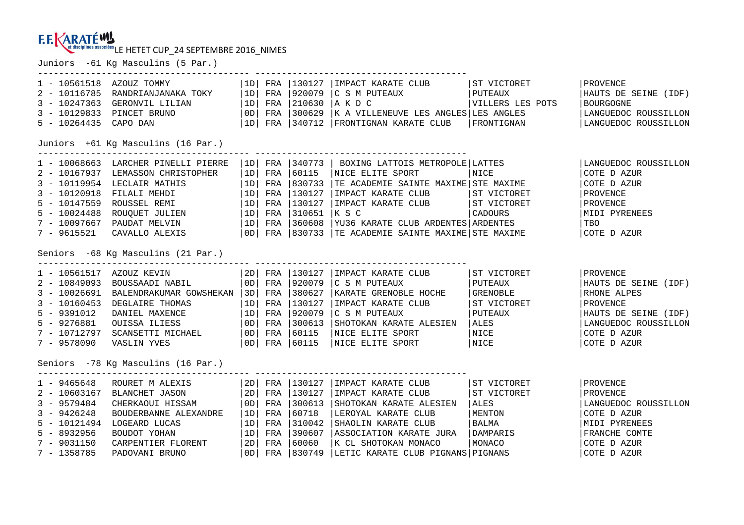F.F. KARATÉ et disciplines associées LE HETET CUP_24 SEPTEMBRE 2016_NIMES

## Juniors -61 Kg Masculins (5 Par.)

| Rang | Licence | Nom | Grade | Nat. | N° Club | Club | Ville | Ligue |
|---|---|---|---|---|---|---|---|---|
| 1 | 10561518 | AZOUZ TOMMY | 1D | FRA | 130127 | IMPACT KARATE CLUB | ST VICTORET | PROVENCE |
| 2 | 10116785 | RANDRIANJANAKA TOKY | 1D | FRA | 920079 | C S M PUTEAUX | PUTEAUX | HAUTS DE SEINE (IDF) |
| 3 | 10247363 | GERONVIL LILIAN | 1D | FRA | 210630 | A K D C | VILLERS LES POTS | BOURGOGNE |
| 3 | 10129833 | PINCET BRUNO | 0D | FRA | 300629 | K A VILLENEUVE LES ANGLES | LES ANGLES | LANGUEDOC ROUSSILLON |
| 5 | 10264435 | CAPO DAN | 1D | FRA | 340712 | FRONTIGNAN KARATE CLUB | FRONTIGNAN | LANGUEDOC ROUSSILLON |

## Juniors +61 Kg Masculins (16 Par.)

| Rang | Licence | Nom | Grade | Nat. | N° Club | Club | Ville | Ligue |
|---|---|---|---|---|---|---|---|---|
| 1 | 10068663 | LARCHER PINELLI PIERRE | 1D | FRA | 340773 | BOXING LATTOIS METROPOLE | LATTES | LANGUEDOC ROUSSILLON |
| 2 | 10167937 | LEMASSON CHRISTOPHER | 1D | FRA | 60115 | NICE ELITE SPORT | NICE | COTE D AZUR |
| 3 | 10119954 | LECLAIR MATHIS | 1D | FRA | 830733 | TE ACADEMIE SAINTE MAXIME | STE MAXIME | COTE D AZUR |
| 3 | 10120918 | FILALI MEHDI | 1D | FRA | 130127 | IMPACT KARATE CLUB | ST VICTORET | PROVENCE |
| 5 | 10147559 | ROUSSEL REMI | 1D | FRA | 130127 | IMPACT KARATE CLUB | ST VICTORET | PROVENCE |
| 5 | 10024488 | ROUQUET JULIEN | 1D | FRA | 310651 | K S C | CADOURS | MIDI PYRENEES |
| 7 | 10097667 | PAUDAT MELVIN | 1D | FRA | 360608 | YU36 KARATE CLUB ARDENTES | ARDENTES | TBO |
| 7 | 9615521 | CAVALLO ALEXIS | 0D | FRA | 830733 | TE ACADEMIE SAINTE MAXIME | STE MAXIME | COTE D AZUR |

## Seniors -68 Kg Masculins (21 Par.)

| Rang | Licence | Nom | Grade | Nat. | N° Club | Club | Ville | Ligue |
|---|---|---|---|---|---|---|---|---|
| 1 | 10561517 | AZOUZ KEVIN | 2D | FRA | 130127 | IMPACT KARATE CLUB | ST VICTORET | PROVENCE |
| 2 | 10849093 | BOUSSAADI NABIL | 0D | FRA | 920079 | C S M PUTEAUX | PUTEAUX | HAUTS DE SEINE (IDF) |
| 3 | 10026691 | BALENDRAKUMAR GOWSHEKAN | 3D | FRA | 380627 | KARATE GRENOBLE HOCHE | GRENOBLE | RHONE ALPES |
| 3 | 10160453 | DEGLAIRE THOMAS | 1D | FRA | 130127 | IMPACT KARATE CLUB | ST VICTORET | PROVENCE |
| 5 | 9391012 | DANIEL MAXENCE | 1D | FRA | 920079 | C S M PUTEAUX | PUTEAUX | HAUTS DE SEINE (IDF) |
| 5 | 9276881 | OUISSA ILIESS | 0D | FRA | 300613 | SHOTOKAN KARATE ALESIEN | ALES | LANGUEDOC ROUSSILLON |
| 7 | 10712797 | SCANSETTI MICHAEL | 0D | FRA | 60115 | NICE ELITE SPORT | NICE | COTE D AZUR |
| 7 | 9578090 | VASLIN YVES | 0D | FRA | 60115 | NICE ELITE SPORT | NICE | COTE D AZUR |

## Seniors -78 Kg Masculins (16 Par.)

| Rang | Licence | Nom | Grade | Nat. | N° Club | Club | Ville | Ligue |
|---|---|---|---|---|---|---|---|---|
| 1 | 9465648 | ROURET M ALEXIS | 2D | FRA | 130127 | IMPACT KARATE CLUB | ST VICTORET | PROVENCE |
| 2 | 10603167 | BLANCHET JASON | 2D | FRA | 130127 | IMPACT KARATE CLUB | ST VICTORET | PROVENCE |
| 3 | 9579484 | CHERKAOUI HISSAM | 0D | FRA | 300613 | SHOTOKAN KARATE ALESIEN | ALES | LANGUEDOC ROUSSILLON |
| 3 | 9426248 | BOUDERBANNE ALEXANDRE | 1D | FRA | 60718 | LEROYAL KARATE CLUB | MENTON | COTE D AZUR |
| 5 | 10121494 | LOGEARD LUCAS | 1D | FRA | 310042 | SHAOLIN KARATE CLUB | BALMA | MIDI PYRENEES |
| 5 | 8932956 | BOUDOT YOHAN | 1D | FRA | 390607 | ASSOCIATION KARATE JURA | DAMPARIS | FRANCHE COMTE |
| 7 | 9031150 | CARPENTIER FLORENT | 2D | FRA | 60060 | K CL SHOTOKAN MONACO | MONACO | COTE D AZUR |
| 7 | 1358785 | PADOVANI BRUNO | 0D | FRA | 830749 | LETIC KARATE CLUB PIGNANS | PIGNANS | COTE D AZUR |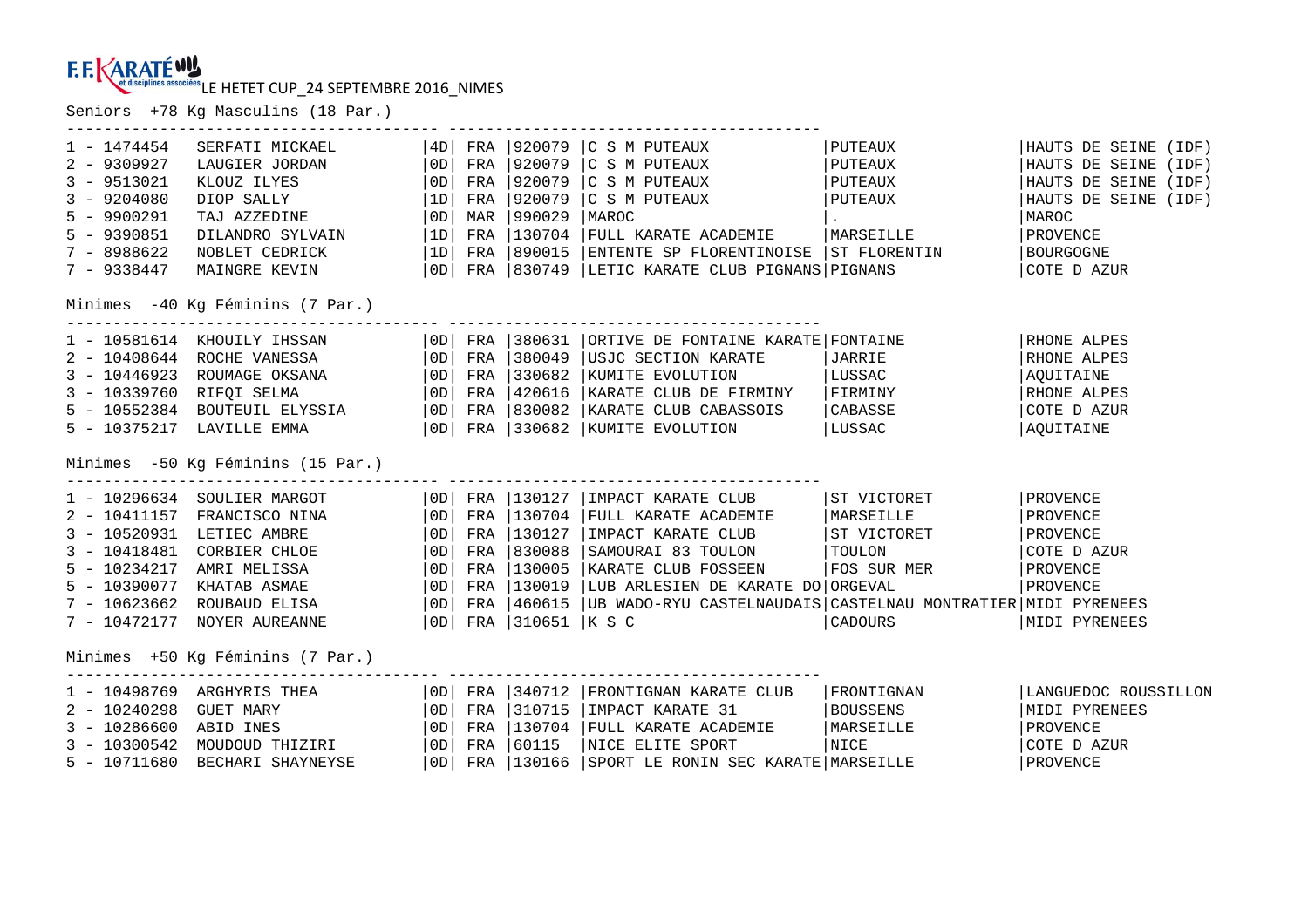F.F. KARATÉ et disciplines associées LE HETET CUP_24 SEPTEMBRE 2016_NIMES

## Seniors +78 Kg Masculins (18 Par.)

| Rang | Licence | Nom | Grade | Pays | N° Club | Club | Ville | Ligue |
|---|---|---|---|---|---|---|---|---|
| 1 | 1474454 | SERFATI MICKAEL | 4D | FRA | 920079 | C S M PUTEAUX | PUTEAUX | HAUTS DE SEINE (IDF) |
| 2 | 9309927 | LAUGIER JORDAN | 0D | FRA | 920079 | C S M PUTEAUX | PUTEAUX | HAUTS DE SEINE (IDF) |
| 3 | 9513021 | KLOUZ ILYES | 0D | FRA | 920079 | C S M PUTEAUX | PUTEAUX | HAUTS DE SEINE (IDF) |
| 3 | 9204080 | DIOP SALLY | 1D | FRA | 920079 | C S M PUTEAUX | PUTEAUX | HAUTS DE SEINE (IDF) |
| 5 | 9900291 | TAJ AZZEDINE | 0D | MAR | 990029 | MAROC | . | MAROC |
| 5 | 9390851 | DILANDRO SYLVAIN | 1D | FRA | 130704 | FULL KARATE ACADEMIE | MARSEILLE | PROVENCE |
| 7 | 8988622 | NOBLET CEDRICK | 1D | FRA | 890015 | ENTENTE SP FLORENTINOISE | ST FLORENTIN | BOURGOGNE |
| 7 | 9338447 | MAINGRE KEVIN | 0D | FRA | 830749 | LETIC KARATE CLUB PIGNANS | PIGNANS | COTE D AZUR |

## Minimes -40 Kg Féminins (7 Par.)

| Rang | Licence | Nom | Grade | Pays | N° Club | Club | Ville | Ligue |
|---|---|---|---|---|---|---|---|---|
| 1 | 10581614 | KHOUILY IHSSAN | 0D | FRA | 380631 | ORTIVE DE FONTAINE KARATE | FONTAINE | RHONE ALPES |
| 2 | 10408644 | ROCHE VANESSA | 0D | FRA | 380049 | USJC SECTION KARATE | JARRIE | RHONE ALPES |
| 3 | 10446923 | ROUMAGE OKSANA | 0D | FRA | 330682 | KUMITE EVOLUTION | LUSSAC | AQUITAINE |
| 3 | 10339760 | RIFQI SELMA | 0D | FRA | 420616 | KARATE CLUB DE FIRMINY | FIRMINY | RHONE ALPES |
| 5 | 10552384 | BOUTEUIL ELYSSIA | 0D | FRA | 830082 | KARATE CLUB CABASSOIS | CABASSE | COTE D AZUR |
| 5 | 10375217 | LAVILLE EMMA | 0D | FRA | 330682 | KUMITE EVOLUTION | LUSSAC | AQUITAINE |

## Minimes -50 Kg Féminins (15 Par.)

| Rang | Licence | Nom | Grade | Pays | N° Club | Club | Ville | Ligue |
|---|---|---|---|---|---|---|---|---|
| 1 | 10296634 | SOULIER MARGOT | 0D | FRA | 130127 | IMPACT KARATE CLUB | ST VICTORET | PROVENCE |
| 2 | 10411157 | FRANCISCO NINA | 0D | FRA | 130704 | FULL KARATE ACADEMIE | MARSEILLE | PROVENCE |
| 3 | 10520931 | LETIEC AMBRE | 0D | FRA | 130127 | IMPACT KARATE CLUB | ST VICTORET | PROVENCE |
| 3 | 10418481 | CORBIER CHLOE | 0D | FRA | 830088 | SAMOURAI 83 TOULON | TOULON | COTE D AZUR |
| 5 | 10234217 | AMRI MELISSA | 0D | FRA | 130005 | KARATE CLUB FOSSEEN | FOS SUR MER | PROVENCE |
| 5 | 10390077 | KHATAB ASMAE | 0D | FRA | 130019 | LUB ARLESIEN DE KARATE DO | ORGEVAL | PROVENCE |
| 7 | 10623662 | ROUBAUD ELISA | 0D | FRA | 460615 | UB WADO-RYU CASTELNAUDAIS | CASTELNAU MONTRATIER | MIDI PYRENEES |
| 7 | 10472177 | NOYER AUREANNE | 0D | FRA | 310651 | K S C | CADOURS | MIDI PYRENEES |

## Minimes +50 Kg Féminins (7 Par.)

| Rang | Licence | Nom | Grade | Pays | N° Club | Club | Ville | Ligue |
|---|---|---|---|---|---|---|---|---|
| 1 | 10498769 | ARGHYRIS THEA | 0D | FRA | 340712 | FRONTIGNAN KARATE CLUB | FRONTIGNAN | LANGUEDOC ROUSSILLON |
| 2 | 10240298 | GUET MARY | 0D | FRA | 310715 | IMPACT KARATE 31 | BOUSSENS | MIDI PYRENEES |
| 3 | 10286600 | ABID INES | 0D | FRA | 130704 | FULL KARATE ACADEMIE | MARSEILLE | PROVENCE |
| 3 | 10300542 | MOUDOUD THIZIRI | 0D | FRA | 60115 | NICE ELITE SPORT | NICE | COTE D AZUR |
| 5 | 10711680 | BECHARI SHAYNEYSE | 0D | FRA | 130166 | SPORT LE RONIN SEC KARATE | MARSEILLE | PROVENCE |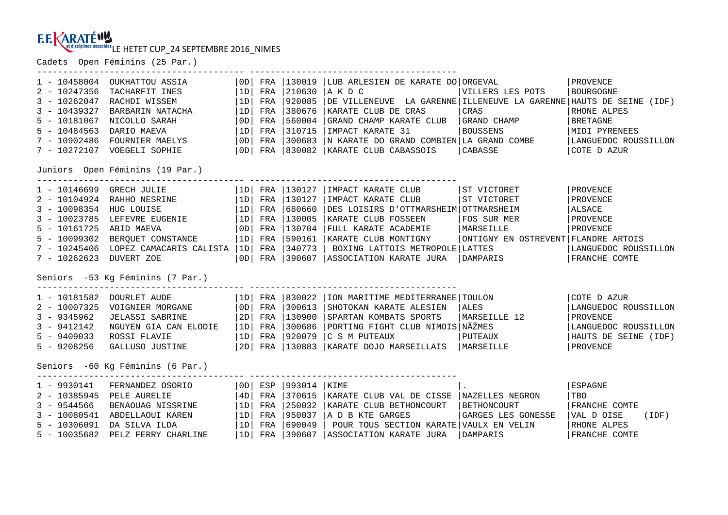F.F.KARATÉ et disciplines associées LE HETET CUP_24 SEPTEMBRE 2016_NIMES

## Cadets Open Féminins (25 Par.)

| Rang | Licence | Nom | Grade | Nat. | Club N° | Club | Ville | Ligue |
|---|---|---|---|---|---|---|---|---|
| 1 | 10458004 | OUKHATTOU ASSIA | 0D | FRA | 130019 | LUB ARLESIEN DE KARATE DO | ORGEVAL | PROVENCE |
| 2 | 10247356 | TACHARFIT INES | 1D | FRA | 210630 | A K D C | VILLERS LES POTS | BOURGOGNE |
| 3 | 10262047 | RACHDI WISSEM | 1D | FRA | 920085 | DE VILLENEUVE LA GARENNE | ILLENEUVE LA GARENNE | HAUTS DE SEINE (IDF) |
| 3 | 10439327 | BARBARIN NATACHA | 1D | FRA | 380676 | KARATE CLUB DE CRAS | CRAS | RHONE ALPES |
| 5 | 10181067 | NICOLLO SARAH | 0D | FRA | 560004 | GRAND CHAMP KARATE CLUB | GRAND CHAMP | BRETAGNE |
| 5 | 10484563 | DARIO MAEVA | 1D | FRA | 310715 | IMPACT KARATE 31 | BOUSSENS | MIDI PYRENEES |
| 7 | 10902486 | FOURNIER MAELYS | 0D | FRA | 300683 | N KARATE DO GRAND COMBIEN | LA GRAND COMBE | LANGUEDOC ROUSSILLON |
| 7 | 10272107 | VOEGELI SOPHIE | 0D | FRA | 830082 | KARATE CLUB CABASSOIS | CABASSE | COTE D AZUR |

## Juniors Open Féminins (19 Par.)

| Rang | Licence | Nom | Grade | Nat. | Club N° | Club | Ville | Ligue |
|---|---|---|---|---|---|---|---|---|
| 1 | 10146699 | GRECH JULIE | 1D | FRA | 130127 | IMPACT KARATE CLUB | ST VICTORET | PROVENCE |
| 2 | 10104924 | RAHHO NESRINE | 1D | FRA | 130127 | IMPACT KARATE CLUB | ST VICTORET | PROVENCE |
| 3 | 10098354 | HUG LOUISE | 1D | FRA | 680660 | DES LOISIRS D'OTTMARSHEIM | OTTMARSHEIM | ALSACE |
| 3 | 10023785 | LEFEVRE EUGENIE | 1D | FRA | 130005 | KARATE CLUB FOSSEEN | FOS SUR MER | PROVENCE |
| 5 | 10161725 | ABID MAEVA | 0D | FRA | 130704 | FULL KARATE ACADEMIE | MARSEILLE | PROVENCE |
| 5 | 10099302 | BERQUET CONSTANCE | 1D | FRA | 590161 | KARATE CLUB MONTIGNY | ONTIGNY EN OSTREVENT | FLANDRE ARTOIS |
| 7 | 10245406 | LOPEZ CAMACARIS CALISTA | 1D | FRA | 340773 | BOXING LATTOIS METROPOLE | LATTES | LANGUEDOC ROUSSILLON |
| 7 | 10262623 | DUVERT ZOE | 0D | FRA | 390607 | ASSOCIATION KARATE JURA | DAMPARIS | FRANCHE COMTE |

## Seniors -53 Kg Féminins (7 Par.)

| Rang | Licence | Nom | Grade | Nat. | Club N° | Club | Ville | Ligue |
|---|---|---|---|---|---|---|---|---|
| 1 | 10181582 | DOURLET AUDE | 1D | FRA | 830022 | ION MARITIME MEDITERRANEE | TOULON | COTE D AZUR |
| 2 | 10007325 | VOIGNIER MORGANE | 0D | FRA | 300613 | SHOTOKAN KARATE ALESIEN | ALES | LANGUEDOC ROUSSILLON |
| 3 | 9345962 | JELASSI SABRINE | 2D | FRA | 130900 | SPARTAN KOMBATS SPORTS | MARSEILLE 12 | PROVENCE |
| 3 | 9412142 | NGUYEN GIA CAN ELODIE | 1D | FRA | 300686 | PORTING FIGHT CLUB NIMOIS | NÃŽMES | LANGUEDOC ROUSSILLON |
| 5 | 9409033 | ROSSI FLAVIE | 1D | FRA | 920079 | C S M PUTEAUX | PUTEAUX | HAUTS DE SEINE (IDF) |
| 5 | 9208256 | GALLUSO JUSTINE | 2D | FRA | 130883 | KARATE DOJO MARSEILLAIS | MARSEILLE | PROVENCE |

## Seniors -60 Kg Féminins (6 Par.)

| Rang | Licence | Nom | Grade | Nat. | Club N° | Club | Ville | Ligue |
|---|---|---|---|---|---|---|---|---|
| 1 | 9930141 | FERNANDEZ OSORIO | 0D | ESP | 993014 | KIME | . | ESPAGNE |
| 2 | 10385945 | PELE AURELIE | 4D | FRA | 370615 | KARATE CLUB VAL DE CISSE | NAZELLES NEGRON | TBO |
| 3 | 9544566 | BENAOUAG NISSRINE | 1D | FRA | 250032 | KARATE CLUB BETHONCOURT | BETHONCOURT | FRANCHE COMTE |
| 3 | 10080541 | ABDELLAOUI KAREN | 1D | FRA | 950037 | A D B KTE GARGES | GARGES LES GONESSE | VAL D OISE (IDF) |
| 5 | 10306091 | DA SILVA ILDA | 1D | FRA | 690049 | POUR TOUS SECTION KARATE | VAULX EN VELIN | RHONE ALPES |
| 5 | 10035682 | PELZ FERRY CHARLINE | 1D | FRA | 390607 | ASSOCIATION KARATE JURA | DAMPARIS | FRANCHE COMTE |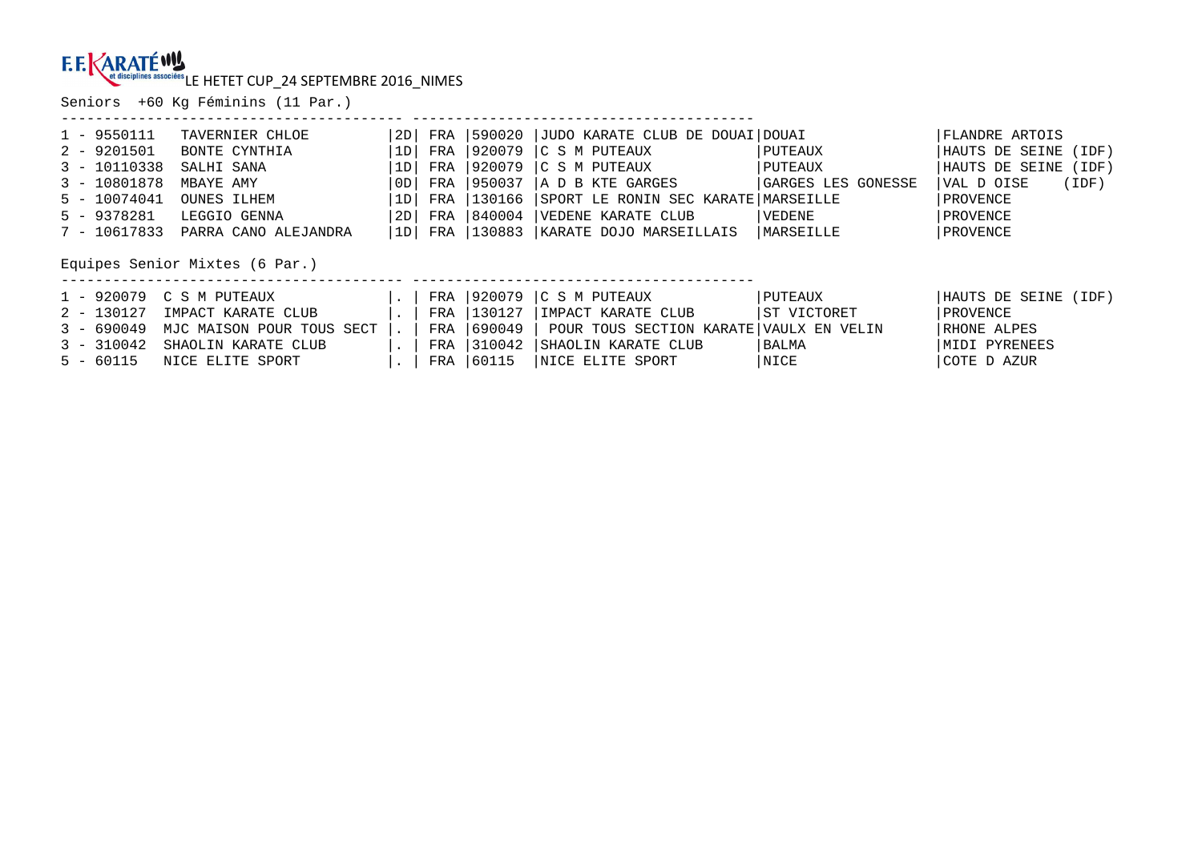F.F.KARATÉ et disciplines associées LE HETET CUP_24 SEPTEMBRE 2016_NIMES

Seniors +60 Kg Féminins (11 Par.)

| | | | | | | | | |
|---|---|---|---|---|---|---|---|---|
| 1 - 9550111 | TAVERNIER CHLOE | 2D | FRA | 590020 | JUDO KARATE CLUB DE DOUAI | DOUAI | FLANDRE ARTOIS |
| 2 - 9201501 | BONTE CYNTHIA | 1D | FRA | 920079 | C S M PUTEAUX | PUTEAUX | HAUTS DE SEINE (IDF) |
| 3 - 10110338 | SALHI SANA | 1D | FRA | 920079 | C S M PUTEAUX | PUTEAUX | HAUTS DE SEINE (IDF) |
| 3 - 10801878 | MBAYE AMY | 0D | FRA | 950037 | A D B KTE GARGES | GARGES LES GONESSE | VAL D OISE (IDF) |
| 5 - 10074041 | OUNES ILHEM | 1D | FRA | 130166 | SPORT LE RONIN SEC KARATE | MARSEILLE | PROVENCE |
| 5 - 9378281 | LEGGIO GENNA | 2D | FRA | 840004 | VEDENE KARATE CLUB | VEDENE | PROVENCE |
| 7 - 10617833 | PARRA CANO ALEJANDRA | 1D | FRA | 130883 | KARATE DOJO MARSEILLAIS | MARSEILLE | PROVENCE |

Equipes Senior Mixtes (6 Par.)

| | | | | | | | |
|---|---|---|---|---|---|---|---|
| 1 - 920079 | C S M PUTEAUX | . | FRA | 920079 | C S M PUTEAUX | PUTEAUX | HAUTS DE SEINE (IDF) |
| 2 - 130127 | IMPACT KARATE CLUB | . | FRA | 130127 | IMPACT KARATE CLUB | ST VICTORET | PROVENCE |
| 3 - 690049 | MJC MAISON POUR TOUS SECT | . | FRA | 690049 | POUR TOUS SECTION KARATE | VAULX EN VELIN | RHONE ALPES |
| 3 - 310042 | SHAOLIN KARATE CLUB | . | FRA | 310042 | SHAOLIN KARATE CLUB | BALMA | MIDI PYRENEES |
| 5 - 60115 | NICE ELITE SPORT | . | FRA | 60115 | NICE ELITE SPORT | NICE | COTE D AZUR |